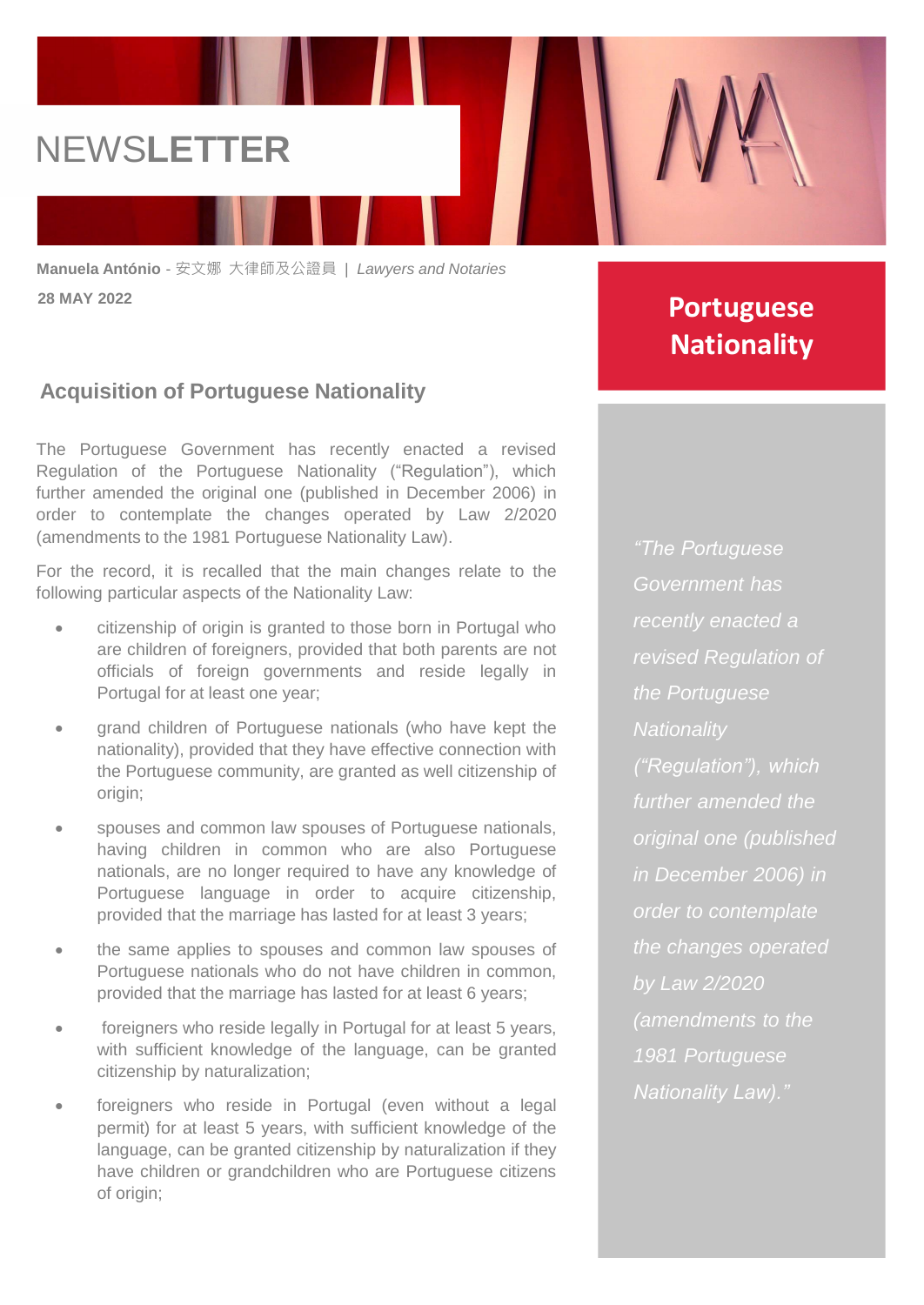# NEWSLETTER

**Manuela António** - 安文娜 大律師及公證員 | *Lawyers and Notaries*

**28 MAY 2022**

## Portuguese Nationality

### Acquisition of Portuguese Nationality

The Portuguese Government has recently enacted a revised Regulation of the Portuguese Nationality ("Regulation"), which further amended the original one (published in December 2006) in order to contemplate the changes operated by Law 2/2020 (amendments to the 1981 Portuguese Nationality Law).

For the record, it is recalled that the main changes relate to the following particular aspects of the Nationality Law:

- citizenship of origin is granted to those born in Portugal who are children of foreigners, provided that both parents are not officials of foreign governments and reside legally in Portugal for at least one year;
- grand children of Portuguese nationals (who have kept the nationality), provided that they have effective connection with the Portuguese community, are granted as well citizenship of origin;
- spouses and common law spouses of Portuguese nationals, having children in common who are also Portuguese nationals, are no longer required to have any knowledge of Portuguese language in order to acquire citizenship, provided that the marriage has lasted for at least 3 years;
- the same applies to spouses and common law spouses of Portuguese nationals who do not have children in common, provided that the marriage has lasted for at least 6 years;
- foreigners who reside legally in Portugal for at least 5 years, with sufficient knowledge of the language, can be granted citizenship by naturalization;
- foreigners who reside in Portugal (even without a legal permit) for at least 5 years, with sufficient knowledge of the language, can be granted citizenship by naturalization if they have children or grandchildren who are Portuguese citizens of origin;

*"The Portuguese Government has recently enacted a revised Regulation of the Portuguese Nationality ("Regulation"), which further amended the original one (published in December 2006) in order to contemplate the changes operated by Law 2/2020 (amendments to the 1981 Portuguese Nationality Law)."*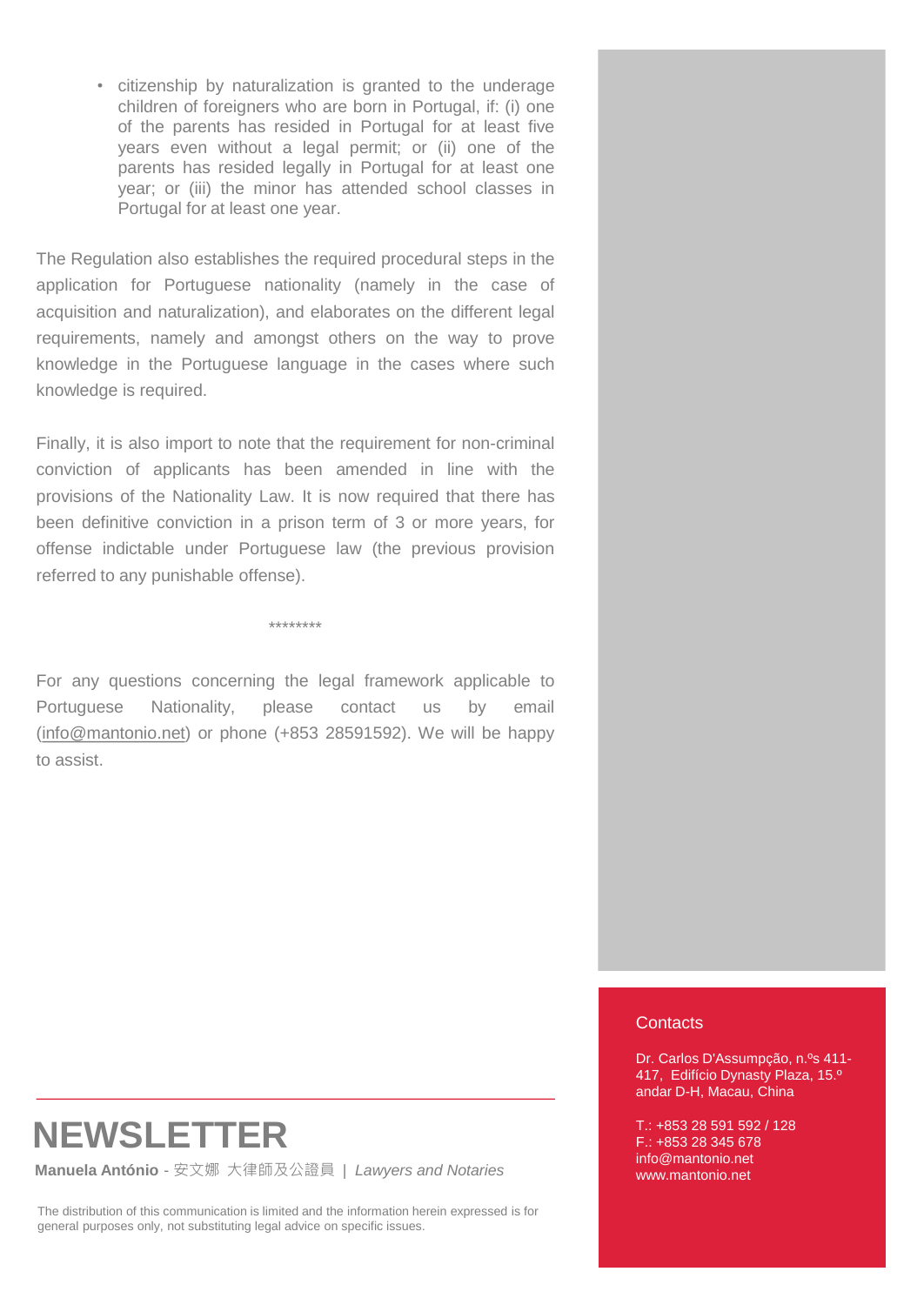- citizenship by naturalization is granted to the underage children of foreigners who are born in Portugal, if: (i) one of the parents has resided in Portugal for at least five years even without a legal permit; or (ii) one of the parents has resided legally in Portugal for at least one year; or (iii) the minor has attended school classes in Portugal for at least one year.

The Regulation also establishes the required procedural steps in the application for Portuguese nationality (namely in the case of acquisition and naturalization), and elaborates on the different legal requirements, namely and amongst others on the way to prove knowledge in the Portuguese language in the cases where such knowledge is required.

Finally, it is also import to note that the requirement for non-criminal conviction of applicants has been amended in line with the provisions of the Nationality Law. It is now required that there has been definitive conviction in a prison term of 3 or more years, for offense indictable under Portuguese law (the previous provision referred to any punishable offense).

********

For any questions concerning the legal framework applicable to Portuguese Nationality, please contact us by email (info@mantonio.net) or phone (+853 28591592). We will be happy to assist.

Contacts

Dr. Carlos D'Assumpção, n.ºs 411-417, Edifício Dynasty Plaza, 15.º andar D-H, Macau, China

T.: +853 28 591 592 / 128
F.: +853 28 345 678
info@mantonio.net
www.mantonio.net

# NEWSLETTER

**Manuela António** - 安文娜 大律師及公證員 | *Lawyers and Notaries*

The distribution of this communication is limited and the information herein expressed is for general purposes only, not substituting legal advice on specific issues.